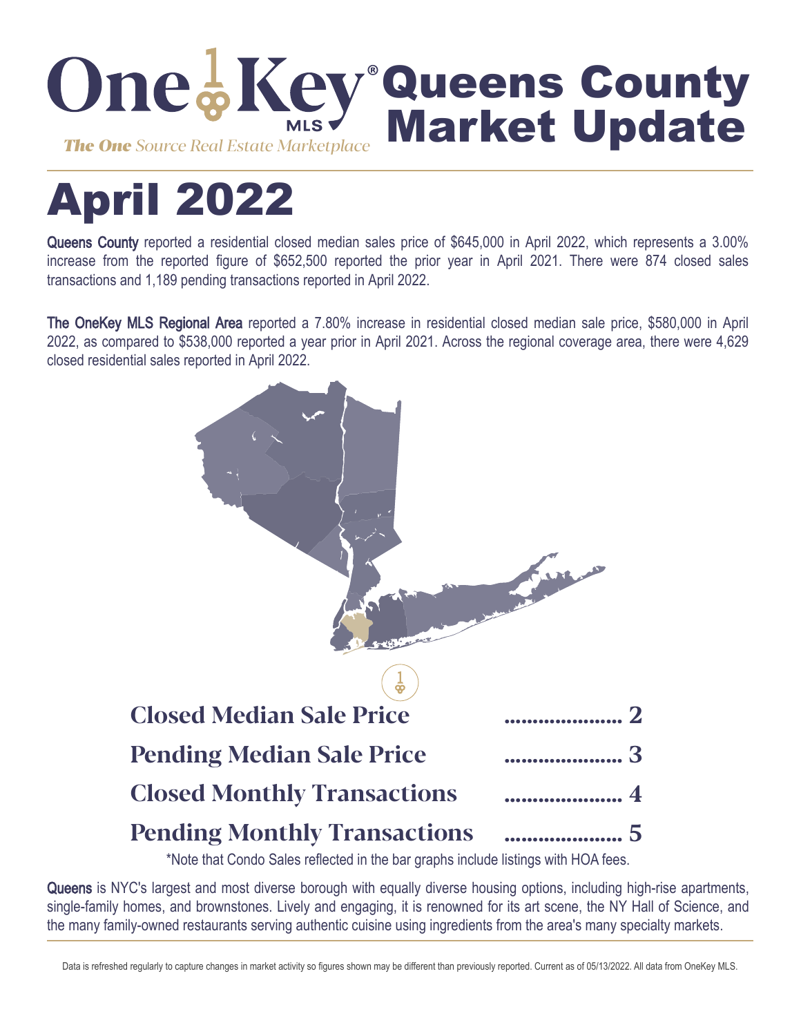# OneKey MLS — Queens County Market Update

*The One Source Real Estate Marketplace*

# April 2022

**Queens County** reported a residential closed median sales price of $645,000 in April 2022, which represents a 3.00% increase from the reported figure of $652,500 reported the prior year in April 2021. There were 874 closed sales transactions and 1,189 pending transactions reported in April 2022.

**The OneKey MLS Regional Area** reported a 7.80% increase in residential closed median sale price, $580,000 in April 2022, as compared to $538,000 reported a year prior in April 2021. Across the regional coverage area, there were 4,629 closed residential sales reported in April 2022.

| | |
|---|---|
| **Closed Median Sale Price** | ..................... 2 |
| **Pending Median Sale Price** | ..................... 3 |
| **Closed Monthly Transactions** | ..................... 4 |
| **Pending Monthly Transactions** | ..................... 5 |

*Note that Condo Sales reflected in the bar graphs include listings with HOA fees.

**Queens** is NYC's largest and most diverse borough with equally diverse housing options, including high-rise apartments, single-family homes, and brownstones. Lively and engaging, it is renowned for its art scene, the NY Hall of Science, and the many family-owned restaurants serving authentic cuisine using ingredients from the area's many specialty markets.

Data is refreshed regularly to capture changes in market activity so figures shown may be different than previously reported. Current as of 05/13/2022. All data from OneKey MLS.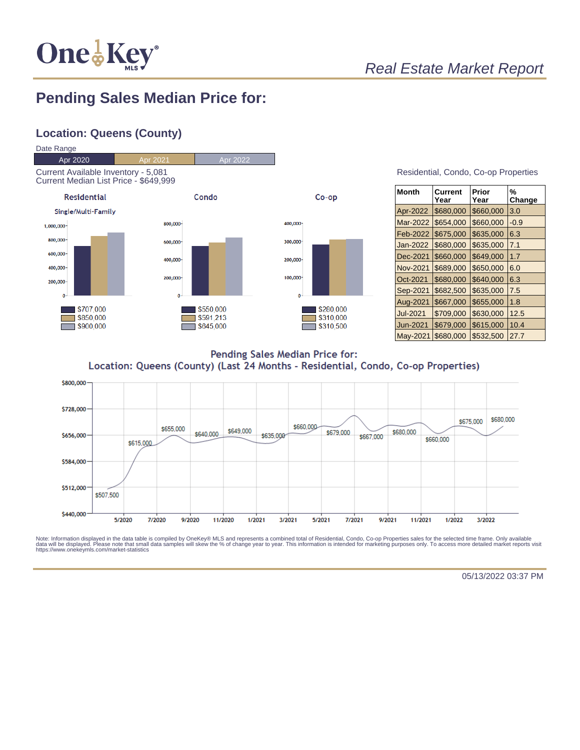## Real Estate Market Report

# Pending Sales Median Price for:

## Location: Queens (County)

Date Range

| Apr 2020 | Apr 2021 | Apr 2022 |
|---|---|---|

Current Available Inventory - 5,081
Current Median List Price - $649,999

**Residential**

Single/Multi-Family

- $707,000
- $850,000
- $900,000

**Condo**

- $550,000
- $591,213
- $645,000

**Co-op**

- $280,000
- $310,000
- $310,500

Residential, Condo, Co-op Properties

| Month | Current Year | Prior Year | % Change |
|---|---|---|---|
| Apr-2022 | $680,000 | $660,000 | 3.0 |
| Mar-2022 | $654,000 | $660,000 | -0.9 |
| Feb-2022 | $675,000 | $635,000 | 6.3 |
| Jan-2022 | $680,000 | $635,000 | 7.1 |
| Dec-2021 | $660,000 | $649,000 | 1.7 |
| Nov-2021 | $689,000 | $650,000 | 6.0 |
| Oct-2021 | $680,000 | $640,000 | 6.3 |
| Sep-2021 | $682,500 | $635,000 | 7.5 |
| Aug-2021 | $667,000 | $655,000 | 1.8 |
| Jul-2021 | $709,000 | $630,000 | 12.5 |
| Jun-2021 | $679,000 | $615,000 | 10.4 |
| May-2021 | $680,000 | $532,500 | 27.7 |

**Pending Sales Median Price for:**
**Location: Queens (County) (Last 24 Months - Residential, Condo, Co-op Properties)**

Note: Information displayed in the data table is compiled by OneKey® MLS and represents a combined total of Residential, Condo, Co-op Properties sales for the selected time frame. Only available data will be displayed. Please note that small data samples will skew the % of change year to year. This information is intended for marketing purposes only. To access more detailed market reports visit https://www.onekeymls.com/market-statistics

05/13/2022 03:37 PM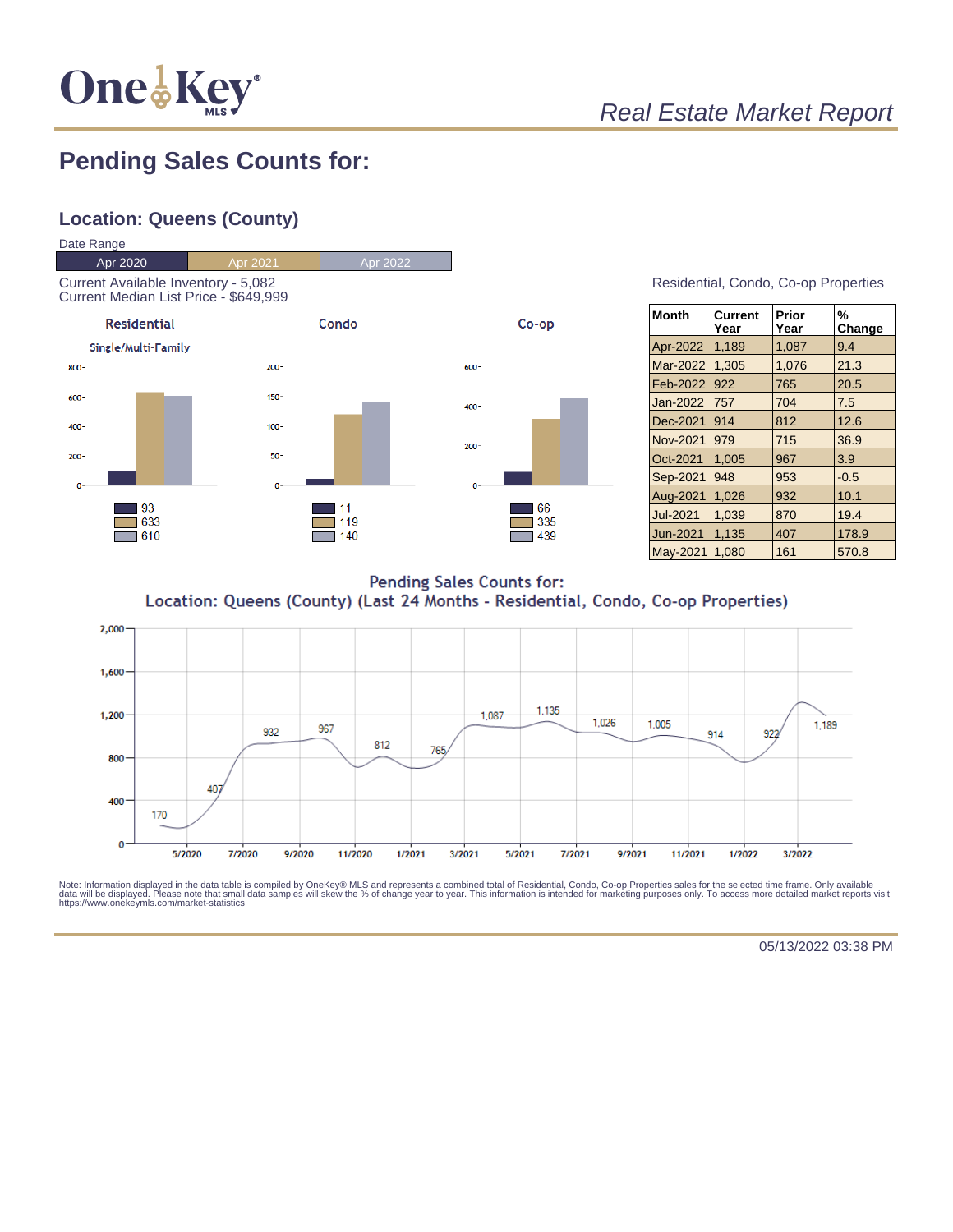# Real Estate Market Report

## Pending Sales Counts for:

### Location: Queens (County)

Date Range

| Apr 2020 | Apr 2021 | Apr 2022 |
|---|---|---|

Current Available Inventory - 5,082
Current Median List Price - $649,999

| | Apr 2020 | Apr 2021 | Apr 2022 |
|---|---|---|---|
| Residential (Single/Multi-Family) | 93 | 633 | 610 |
| Condo | 11 | 119 | 140 |
| Co-op | 66 | 335 | 439 |

Residential, Condo, Co-op Properties

| Month | Current Year | Prior Year | % Change |
|---|---|---|---|
| Apr-2022 | 1,189 | 1,087 | 9.4 |
| Mar-2022 | 1,305 | 1,076 | 21.3 |
| Feb-2022 | 922 | 765 | 20.5 |
| Jan-2022 | 757 | 704 | 7.5 |
| Dec-2021 | 914 | 812 | 12.6 |
| Nov-2021 | 979 | 715 | 36.9 |
| Oct-2021 | 1,005 | 967 | 3.9 |
| Sep-2021 | 948 | 953 | -0.5 |
| Aug-2021 | 1,026 | 932 | 10.1 |
| Jul-2021 | 1,039 | 870 | 19.4 |
| Jun-2021 | 1,135 | 407 | 178.9 |
| May-2021 | 1,080 | 161 | 570.8 |

Pending Sales Counts for:
Location: Queens (County) (Last 24 Months - Residential, Condo, Co-op Properties)

Note: Information displayed in the data table is compiled by OneKey® MLS and represents a combined total of Residential, Condo, Co-op Properties sales for the selected time frame. Only available data will be displayed. Please note that small data samples will skew the % of change year to year. This information is intended for marketing purposes only. To access more detailed market reports visit https://www.onekeymls.com/market-statistics

05/13/2022 03:38 PM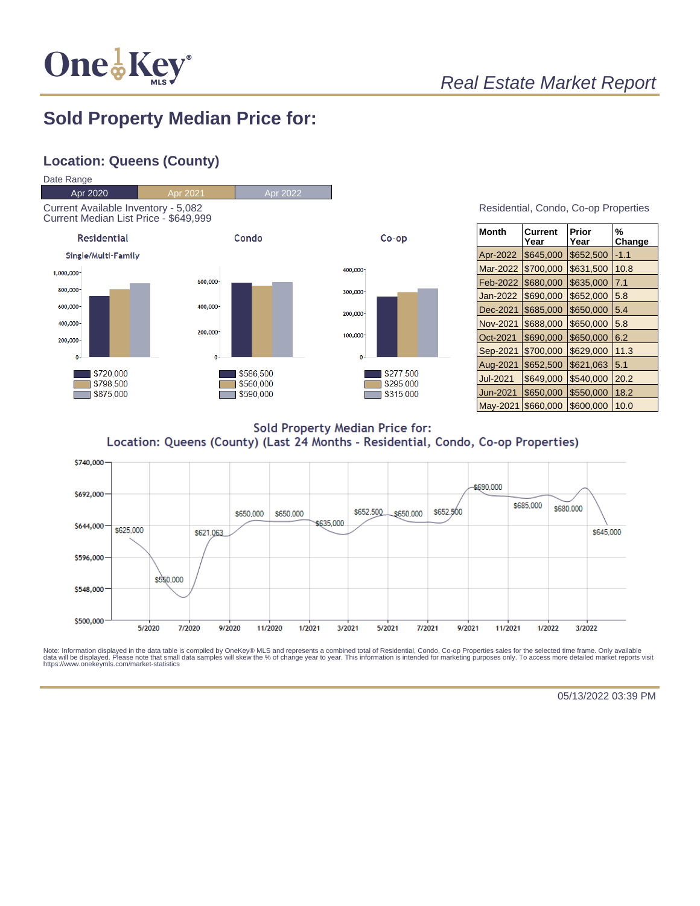# Sold Property Median Price for:

## Location: Queens (County)

Date Range

| Apr 2020 | Apr 2021 | Apr 2022 |
|---|---|---|

Current Available Inventory - 5,082
Current Median List Price - $649,999

**Residential** (Single/Multi-Family)

- Apr 2020: $720,000
- Apr 2021: $798,500
- Apr 2022: $875,000

**Condo**

- Apr 2020: $586,500
- Apr 2021: $560,000
- Apr 2022: $590,000

**Co-op**

- Apr 2020: $277,500
- Apr 2021: $295,000
- Apr 2022: $315,000

Residential, Condo, Co-op Properties

| Month | Current Year | Prior Year | % Change |
|---|---|---|---|
| Apr-2022 | $645,000 | $652,500 | -1.1 |
| Mar-2022 | $700,000 | $631,500 | 10.8 |
| Feb-2022 | $680,000 | $635,000 | 7.1 |
| Jan-2022 | $690,000 | $652,000 | 5.8 |
| Dec-2021 | $685,000 | $650,000 | 5.4 |
| Nov-2021 | $688,000 | $650,000 | 5.8 |
| Oct-2021 | $690,000 | $650,000 | 6.2 |
| Sep-2021 | $700,000 | $629,000 | 11.3 |
| Aug-2021 | $652,500 | $621,063 | 5.1 |
| Jul-2021 | $649,000 | $540,000 | 20.2 |
| Jun-2021 | $650,000 | $550,000 | 18.2 |
| May-2021 | $660,000 | $600,000 | 10.0 |

**Sold Property Median Price for:**
**Location: Queens (County) (Last 24 Months - Residential, Condo, Co-op Properties)**

Chart labels: $625,000; $550,000; $621,063; $650,000; $650,000; $635,000; $652,500; $650,000; $652,500; $690,000; $685,000; $680,000; $645,000

Note: Information displayed in the data table is compiled by OneKey® MLS and represents a combined total of Residential, Condo, Co-op Properties sales for the selected time frame. Only available data will be displayed. Please note that small data samples will skew the % of change year to year. This information is intended for marketing purposes only. To access more detailed market reports visit https://www.onekeymls.com/market-statistics

05/13/2022 03:39 PM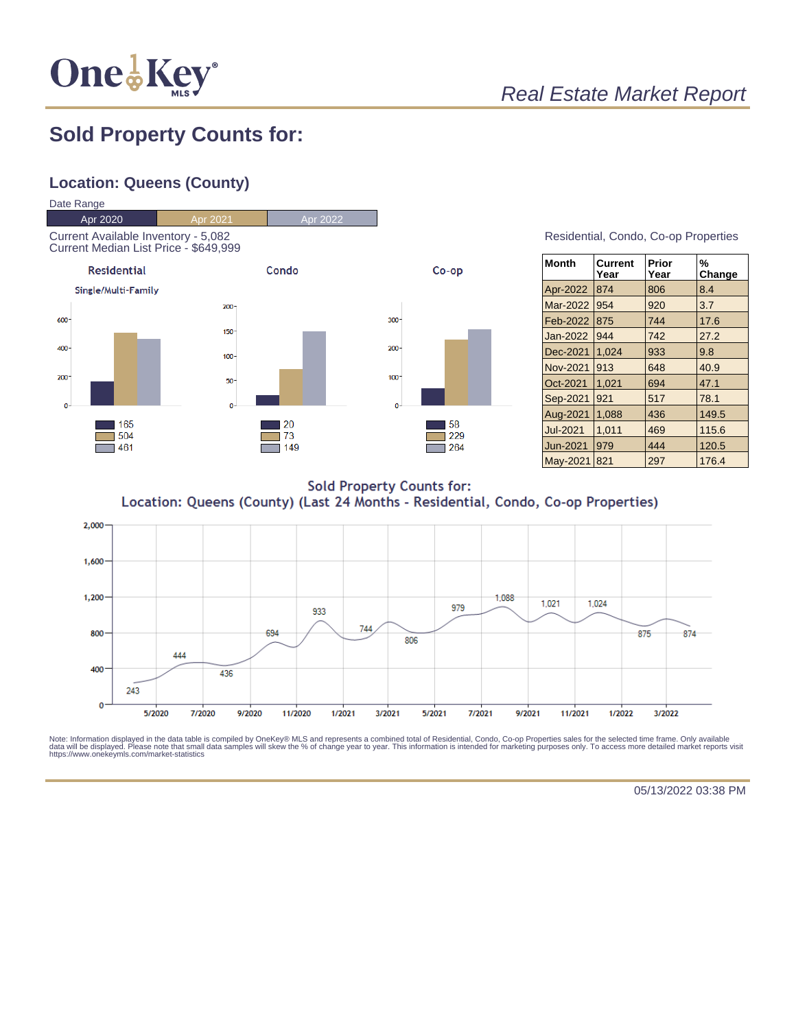OneKey MLS

*Real Estate Market Report*

# Sold Property Counts for:

## Location: Queens (County)

Date Range

Apr 2020 | Apr 2021 | Apr 2022

Current Available Inventory - 5,082
Current Median List Price - $649,999

Residential
Single/Multi-Family
600
400
200
0
165
504
461

Condo
200
150
100
50
0
20
73
149

Co-op
300
200
100
0
58
229
264

Residential, Condo, Co-op Properties

| Month | Current Year | Prior Year | % Change |
|---|---|---|---|
| Apr-2022 | 874 | 806 | 8.4 |
| Mar-2022 | 954 | 920 | 3.7 |
| Feb-2022 | 875 | 744 | 17.6 |
| Jan-2022 | 944 | 742 | 27.2 |
| Dec-2021 | 1,024 | 933 | 9.8 |
| Nov-2021 | 913 | 648 | 40.9 |
| Oct-2021 | 1,021 | 694 | 47.1 |
| Sep-2021 | 921 | 517 | 78.1 |
| Aug-2021 | 1,088 | 436 | 149.5 |
| Jul-2021 | 1,011 | 469 | 115.6 |
| Jun-2021 | 979 | 444 | 120.5 |
| May-2021 | 821 | 297 | 176.4 |

Sold Property Counts for:
Location: Queens (County) (Last 24 Months - Residential, Condo, Co-op Properties)

2,000
1,600
1,200
800
400
0

243
444
436
694
933
744
806
979
1,088
1,021
1,024
875
874

5/2020 7/2020 9/2020 11/2020 1/2021 3/2021 5/2021 7/2021 9/2021 11/2021 1/2022 3/2022

Note: Information displayed in the data table is compiled by OneKey® MLS and represents a combined total of Residential, Condo, Co-op Properties sales for the selected time frame. Only available data will be displayed. Please note that small data samples will skew the % of change year to year. This information is intended for marketing purposes only. To access more detailed market reports visit https://www.onekeymls.com/market-statistics

05/13/2022 03:38 PM